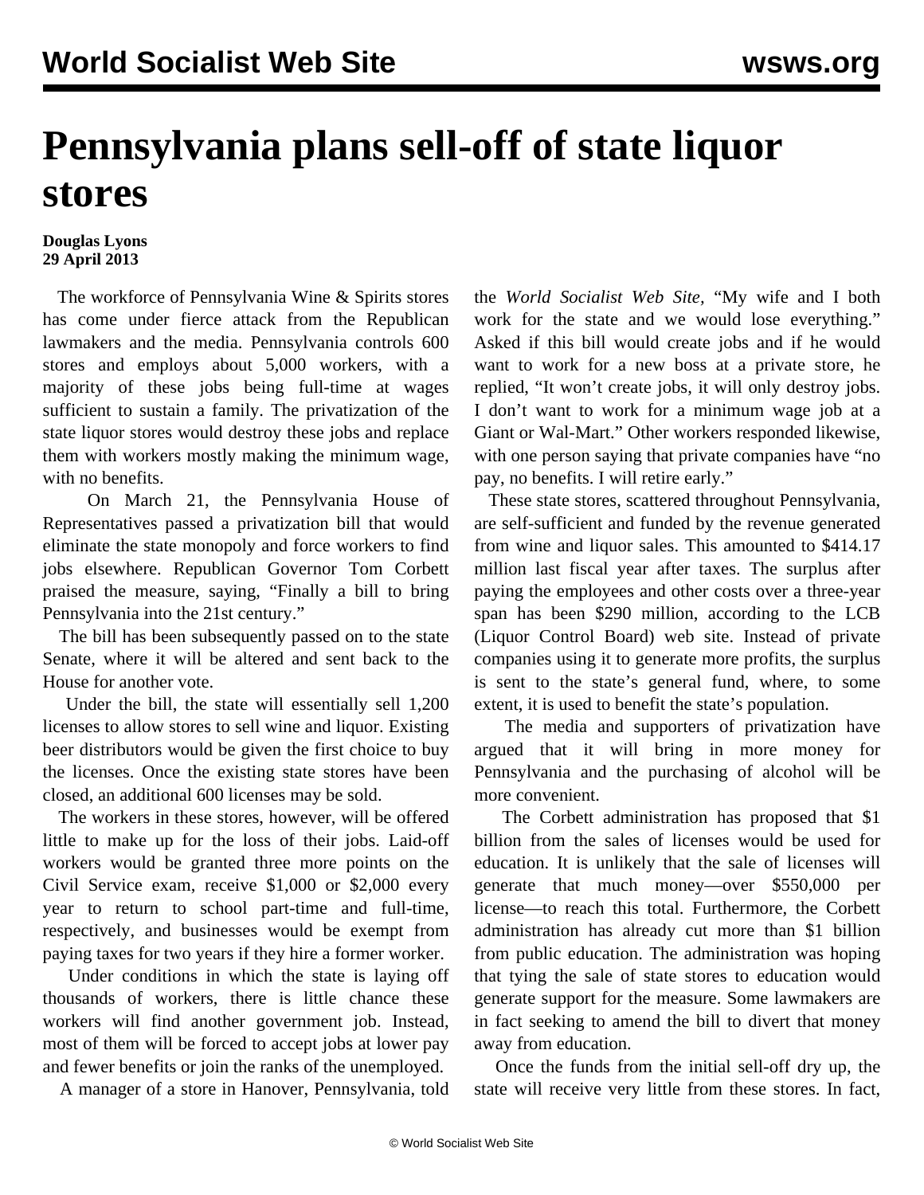# Pennsylvania plans sell-off of state liquor stores

**Douglas Lyons**
**29 April 2013**

The workforce of Pennsylvania Wine & Spirits stores has come under fierce attack from the Republican lawmakers and the media. Pennsylvania controls 600 stores and employs about 5,000 workers, with a majority of these jobs being full-time at wages sufficient to sustain a family. The privatization of the state liquor stores would destroy these jobs and replace them with workers mostly making the minimum wage, with no benefits.

On March 21, the Pennsylvania House of Representatives passed a privatization bill that would eliminate the state monopoly and force workers to find jobs elsewhere. Republican Governor Tom Corbett praised the measure, saying, "Finally a bill to bring Pennsylvania into the 21st century."

The bill has been subsequently passed on to the state Senate, where it will be altered and sent back to the House for another vote.

Under the bill, the state will essentially sell 1,200 licenses to allow stores to sell wine and liquor. Existing beer distributors would be given the first choice to buy the licenses. Once the existing state stores have been closed, an additional 600 licenses may be sold.

The workers in these stores, however, will be offered little to make up for the loss of their jobs. Laid-off workers would be granted three more points on the Civil Service exam, receive $1,000 or $2,000 every year to return to school part-time and full-time, respectively, and businesses would be exempt from paying taxes for two years if they hire a former worker.

Under conditions in which the state is laying off thousands of workers, there is little chance these workers will find another government job. Instead, most of them will be forced to accept jobs at lower pay and fewer benefits or join the ranks of the unemployed.

A manager of a store in Hanover, Pennsylvania, told the *World Socialist Web Site*, "My wife and I both work for the state and we would lose everything." Asked if this bill would create jobs and if he would want to work for a new boss at a private store, he replied, "It won't create jobs, it will only destroy jobs. I don't want to work for a minimum wage job at a Giant or Wal-Mart." Other workers responded likewise, with one person saying that private companies have "no pay, no benefits. I will retire early."

These state stores, scattered throughout Pennsylvania, are self-sufficient and funded by the revenue generated from wine and liquor sales. This amounted to $414.17 million last fiscal year after taxes. The surplus after paying the employees and other costs over a three-year span has been $290 million, according to the LCB (Liquor Control Board) web site. Instead of private companies using it to generate more profits, the surplus is sent to the state's general fund, where, to some extent, it is used to benefit the state's population.

The media and supporters of privatization have argued that it will bring in more money for Pennsylvania and the purchasing of alcohol will be more convenient.

The Corbett administration has proposed that $1 billion from the sales of licenses would be used for education. It is unlikely that the sale of licenses will generate that much money—over $550,000 per license—to reach this total. Furthermore, the Corbett administration has already cut more than $1 billion from public education. The administration was hoping that tying the sale of state stores to education would generate support for the measure. Some lawmakers are in fact seeking to amend the bill to divert that money away from education.

Once the funds from the initial sell-off dry up, the state will receive very little from these stores. In fact,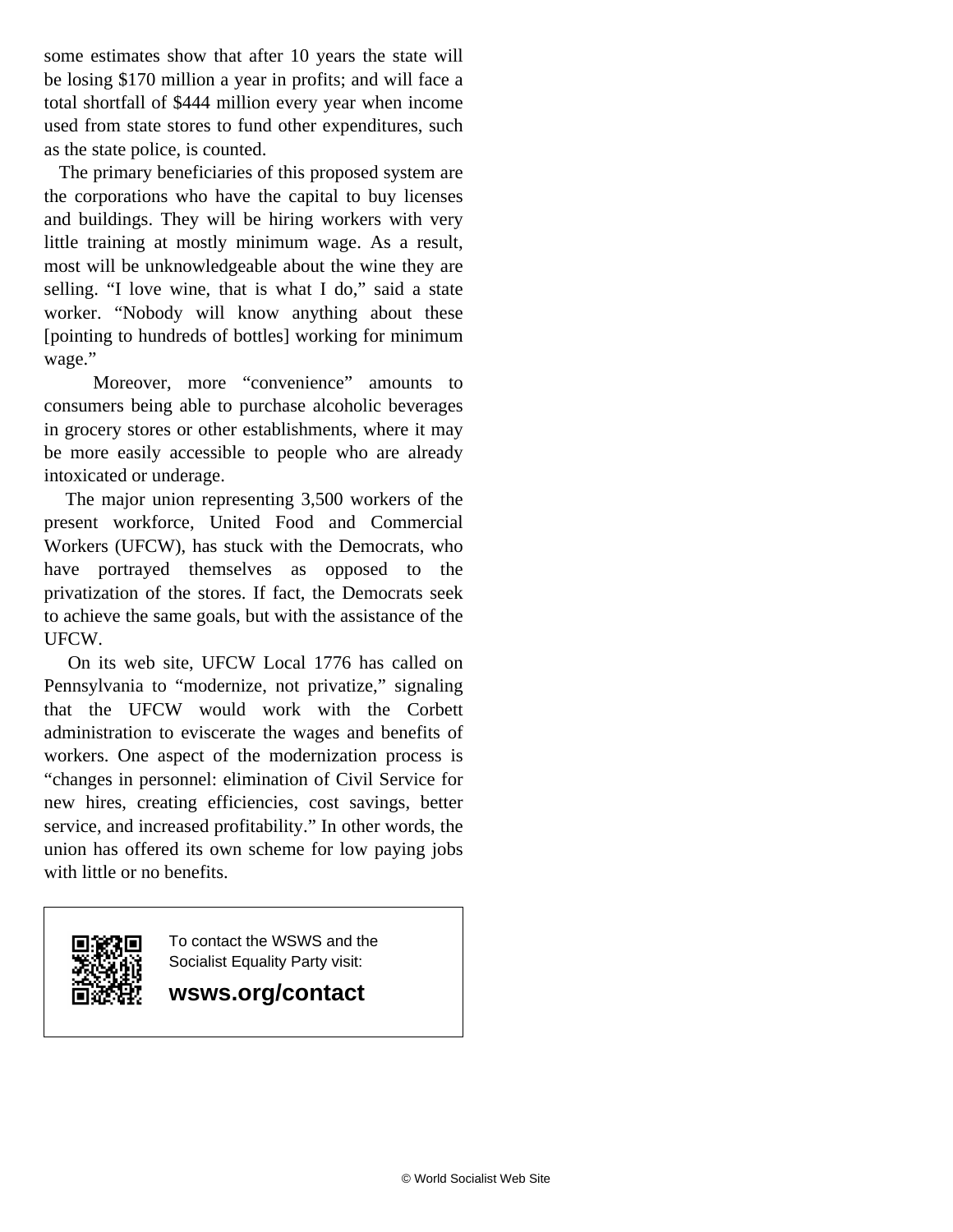some estimates show that after 10 years the state will be losing $170 million a year in profits; and will face a total shortfall of $444 million every year when income used from state stores to fund other expenditures, such as the state police, is counted.

The primary beneficiaries of this proposed system are the corporations who have the capital to buy licenses and buildings. They will be hiring workers with very little training at mostly minimum wage. As a result, most will be unknowledgeable about the wine they are selling. “I love wine, that is what I do,” said a state worker. “Nobody will know anything about these [pointing to hundreds of bottles] working for minimum wage.”

Moreover, more “convenience” amounts to consumers being able to purchase alcoholic beverages in grocery stores or other establishments, where it may be more easily accessible to people who are already intoxicated or underage.

The major union representing 3,500 workers of the present workforce, United Food and Commercial Workers (UFCW), has stuck with the Democrats, who have portrayed themselves as opposed to the privatization of the stores. If fact, the Democrats seek to achieve the same goals, but with the assistance of the UFCW.

On its web site, UFCW Local 1776 has called on Pennsylvania to “modernize, not privatize,” signaling that the UFCW would work with the Corbett administration to eviscerate the wages and benefits of workers. One aspect of the modernization process is “changes in personnel: elimination of Civil Service for new hires, creating efficiencies, cost savings, better service, and increased profitability.” In other words, the union has offered its own scheme for low paying jobs with little or no benefits.

To contact the WSWS and the Socialist Equality Party visit:

**wsws.org/contact**